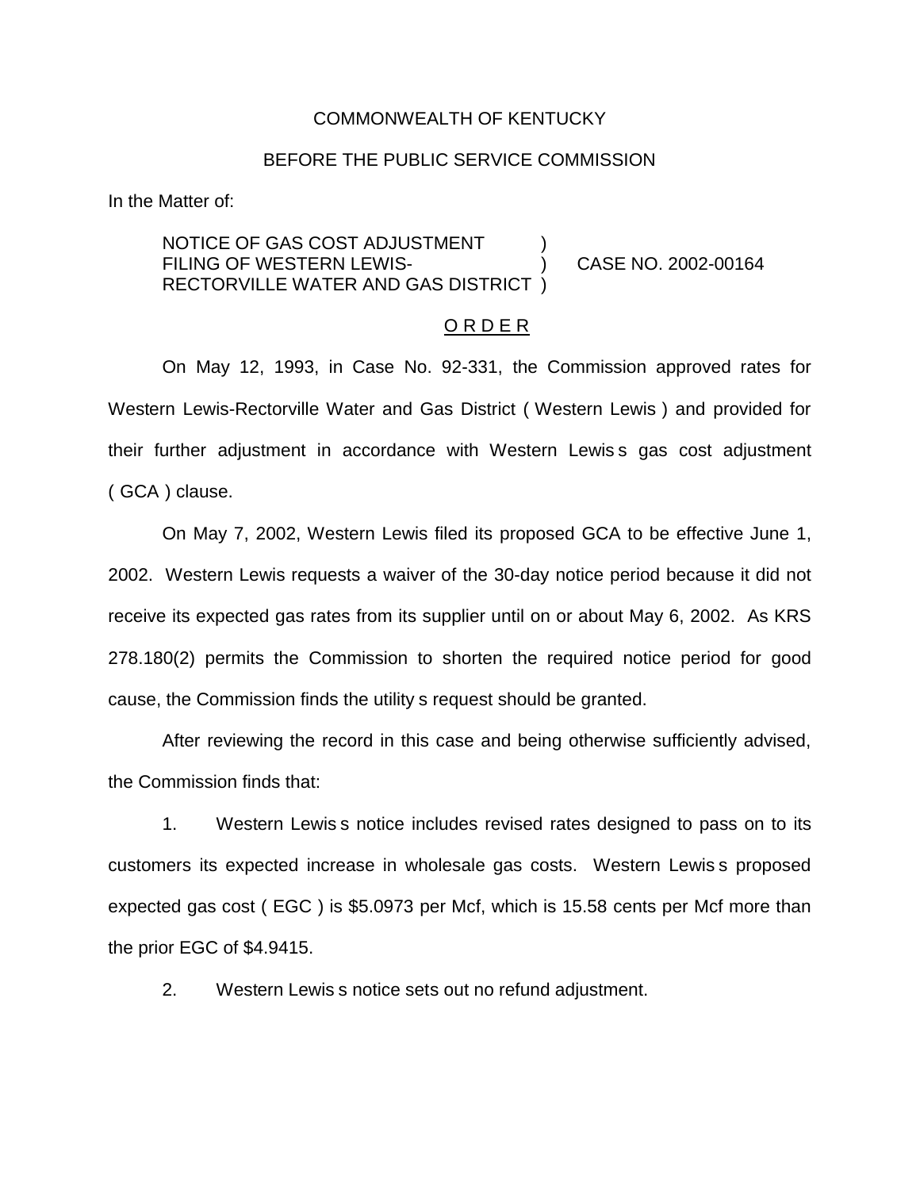COMMONWEALTH OF KENTUCKY

BEFORE THE PUBLIC SERVICE COMMISSION

In the Matter of:

NOTICE OF GAS COST ADJUSTMENT FILING OF WESTERN LEWIS-RECTORVILLE WATER AND GAS DISTRICT ) CASE NO. 2002-00164

O R D E R

On May 12, 1993, in Case No. 92-331, the Commission approved rates for Western Lewis-Rectorville Water and Gas District ( Western Lewis ) and provided for their further adjustment in accordance with Western Lewis s gas cost adjustment ( GCA ) clause.

On May 7, 2002, Western Lewis filed its proposed GCA to be effective June 1, 2002. Western Lewis requests a waiver of the 30-day notice period because it did not receive its expected gas rates from its supplier until on or about May 6, 2002. As KRS 278.180(2) permits the Commission to shorten the required notice period for good cause, the Commission finds the utility s request should be granted.

After reviewing the record in this case and being otherwise sufficiently advised, the Commission finds that:

1. Western Lewis s notice includes revised rates designed to pass on to its customers its expected increase in wholesale gas costs. Western Lewis s proposed expected gas cost ( EGC ) is $5.0973 per Mcf, which is 15.58 cents per Mcf more than the prior EGC of $4.9415.

2. Western Lewis s notice sets out no refund adjustment.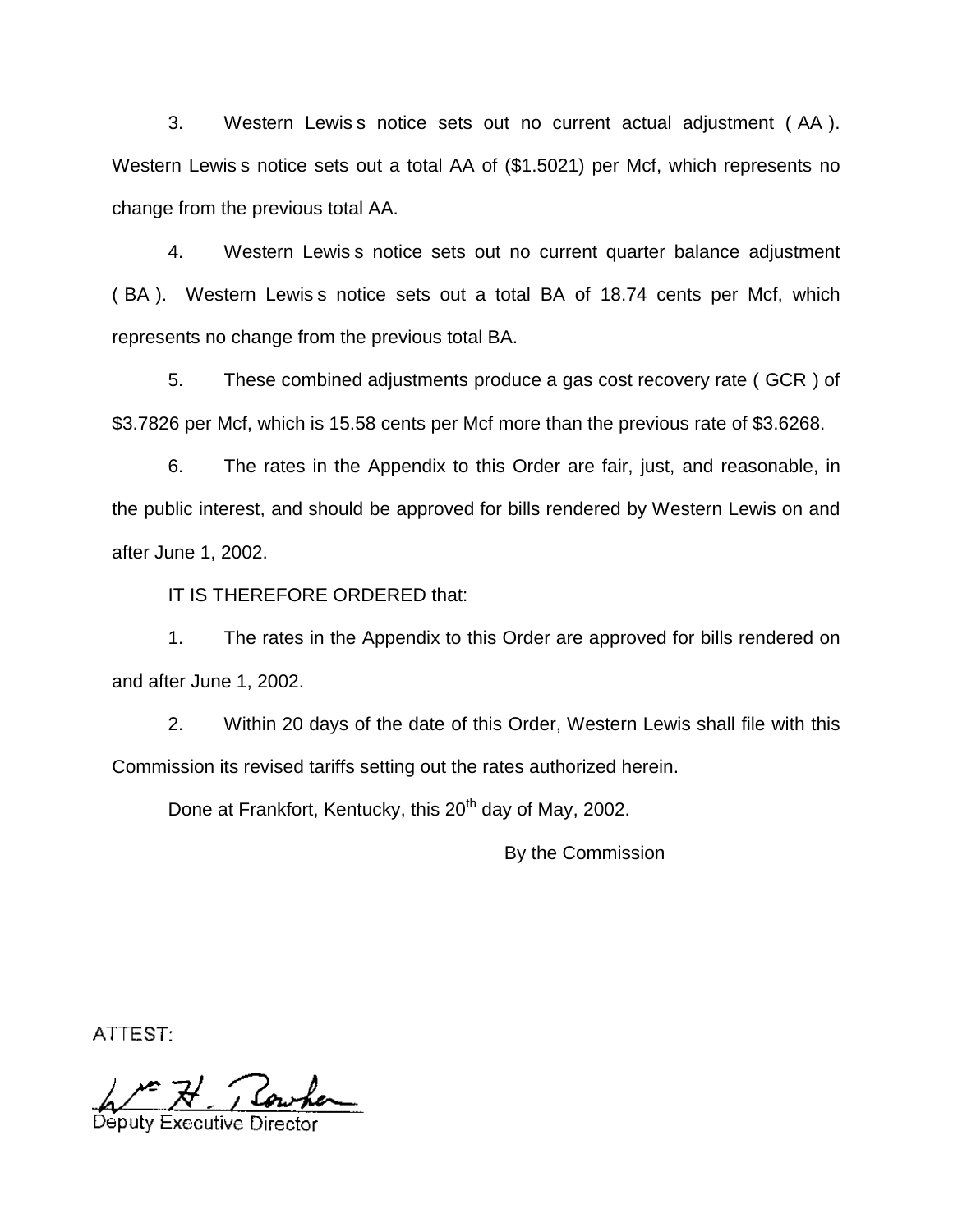3. Western Lewis s notice sets out no current actual adjustment ( AA ). Western Lewis s notice sets out a total AA of ($1.5021) per Mcf, which represents no change from the previous total AA.

4. Western Lewis s notice sets out no current quarter balance adjustment ( BA ). Western Lewis s notice sets out a total BA of 18.74 cents per Mcf, which represents no change from the previous total BA.

5. These combined adjustments produce a gas cost recovery rate ( GCR ) of $3.7826 per Mcf, which is 15.58 cents per Mcf more than the previous rate of $3.6268.

6. The rates in the Appendix to this Order are fair, just, and reasonable, in the public interest, and should be approved for bills rendered by Western Lewis on and after June 1, 2002.

IT IS THEREFORE ORDERED that:

1. The rates in the Appendix to this Order are approved for bills rendered on and after June 1, 2002.

2. Within 20 days of the date of this Order, Western Lewis shall file with this Commission its revised tariffs setting out the rates authorized herein.

Done at Frankfort, Kentucky, this 20th day of May, 2002.

By the Commission

ATTEST:

Deputy Executive Director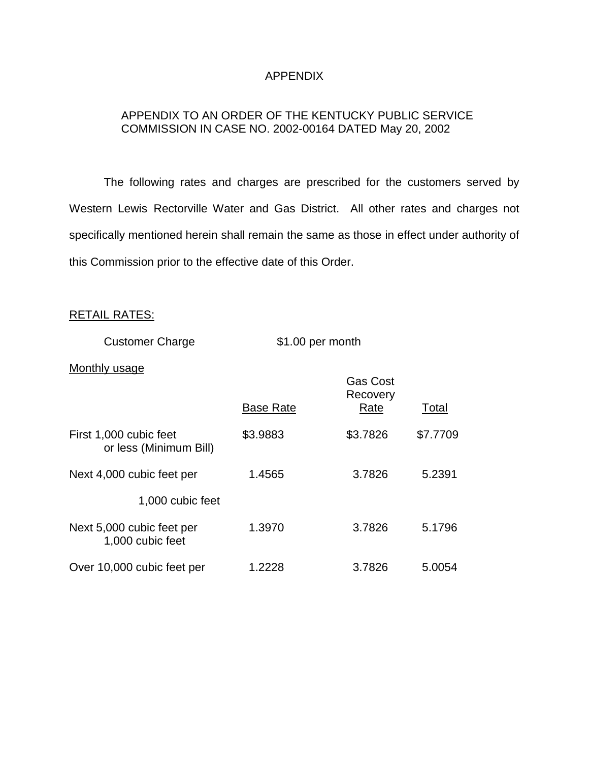APPENDIX

APPENDIX TO AN ORDER OF THE KENTUCKY PUBLIC SERVICE COMMISSION IN CASE NO. 2002-00164 DATED May 20, 2002

The following rates and charges are prescribed for the customers served by Western Lewis Rectorville Water and Gas District. All other rates and charges not specifically mentioned herein shall remain the same as those in effect under authority of this Commission prior to the effective date of this Order.

RETAIL RATES:

Customer Charge $1.00 per month

Monthly usage

| | Base Rate | Gas Cost Recovery Rate | Total |
|---|---|---|---|
| First 1,000 cubic feet or less (Minimum Bill) | $3.9883 | $3.7826 | $7.7709 |
| Next 4,000 cubic feet per 1,000 cubic feet | 1.4565 | 3.7826 | 5.2391 |
| Next 5,000 cubic feet per 1,000 cubic feet | 1.3970 | 3.7826 | 5.1796 |
| Over 10,000 cubic feet per | 1.2228 | 3.7826 | 5.0054 |